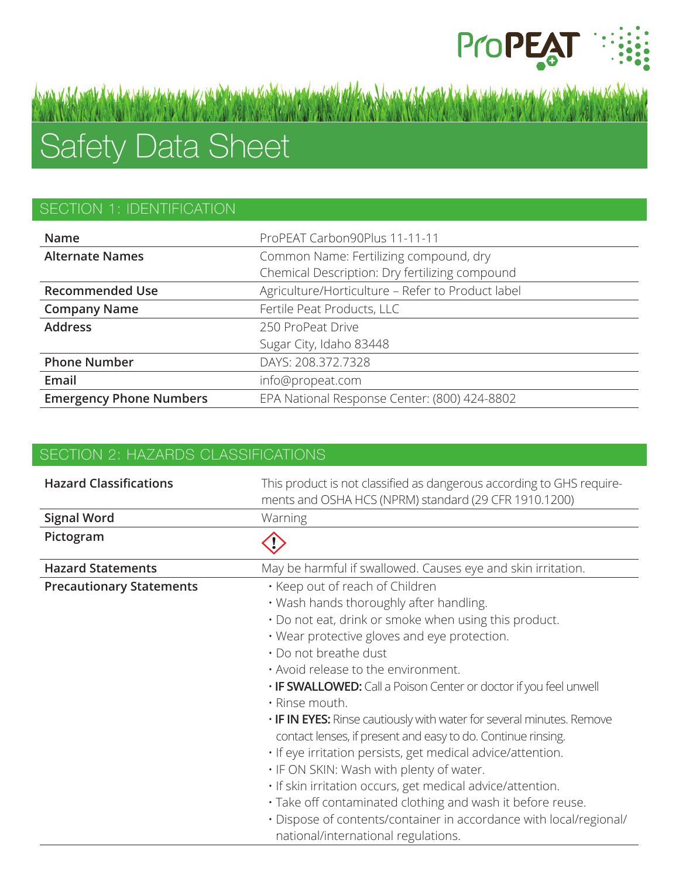# Safety Data Sheet

## SECTION 1: IDENTIFICATION

| | |
|---|---|
| **Name** | ProPEAT Carbon90Plus 11-11-11 |
| **Alternate Names** | Common Name: Fertilizing compound, dry<br>Chemical Description: Dry fertilizing compound |
| **Recommended Use** | Agriculture/Horticulture – Refer to Product label |
| **Company Name** | Fertile Peat Products, LLC |
| **Address** | 250 ProPeat Drive<br>Sugar City, Idaho 83448 |
| **Phone Number** | DAYS: 208.372.7328 |
| **Email** | info@propeat.com |
| **Emergency Phone Numbers** | EPA National Response Center: (800) 424-8802 |

## SECTION 2: HAZARDS CLASSIFICATIONS

| | |
|---|---|
| **Hazard Classifications** | This product is not classified as dangerous according to GHS requirements and OSHA HCS (NPRM) standard (29 CFR 1910.1200) |
| **Signal Word** | Warning |
| **Pictogram** | ⚠ |
| **Hazard Statements** | May be harmful if swallowed. Causes eye and skin irritation. |
| **Precautionary Statements** | • Keep out of reach of Children<br>• Wash hands thoroughly after handling.<br>• Do not eat, drink or smoke when using this product.<br>• Wear protective gloves and eye protection.<br>• Do not breathe dust<br>• Avoid release to the environment.<br>• **IF SWALLOWED:** Call a Poison Center or doctor if you feel unwell<br>• Rinse mouth.<br>• **IF IN EYES:** Rinse cautiously with water for several minutes. Remove contact lenses, if present and easy to do. Continue rinsing.<br>• If eye irritation persists, get medical advice/attention.<br>• IF ON SKIN: Wash with plenty of water.<br>• If skin irritation occurs, get medical advice/attention.<br>• Take off contaminated clothing and wash it before reuse.<br>• Dispose of contents/container in accordance with local/regional/national/international regulations. |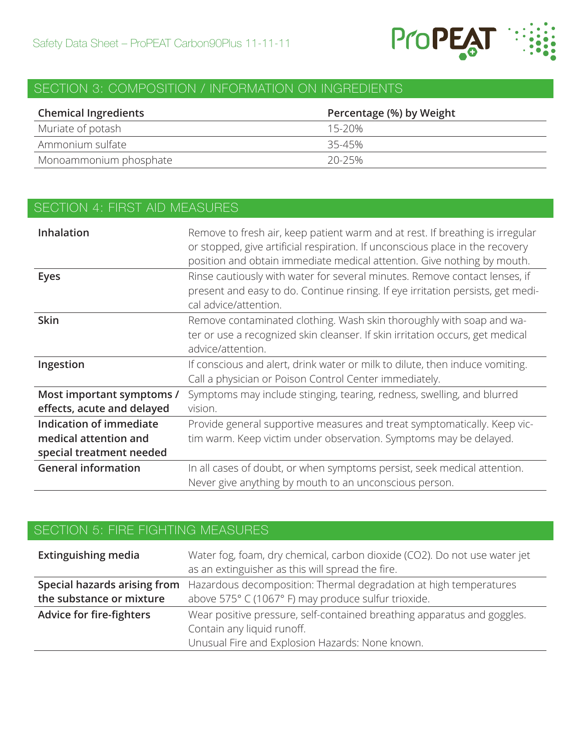## SECTION 3: COMPOSITION / INFORMATION ON INGREDIENTS

| Chemical Ingredients | Percentage (%) by Weight |
|---|---|
| Muriate of potash | 15-20% |
| Ammonium sulfate | 35-45% |
| Monoammonium phosphate | 20-25% |

## SECTION 4: FIRST AID MEASURES

| | |
|---|---|
| **Inhalation** | Remove to fresh air, keep patient warm and at rest. If breathing is irregular or stopped, give artificial respiration. If unconscious place in the recovery position and obtain immediate medical attention. Give nothing by mouth. |
| **Eyes** | Rinse cautiously with water for several minutes. Remove contact lenses, if present and easy to do. Continue rinsing. If eye irritation persists, get medical advice/attention. |
| **Skin** | Remove contaminated clothing. Wash skin thoroughly with soap and water or use a recognized skin cleanser. If skin irritation occurs, get medical advice/attention. |
| **Ingestion** | If conscious and alert, drink water or milk to dilute, then induce vomiting. Call a physician or Poison Control Center immediately. |
| **Most important symptoms / effects, acute and delayed** | Symptoms may include stinging, tearing, redness, swelling, and blurred vision. |
| **Indication of immediate medical attention and special treatment needed** | Provide general supportive measures and treat symptomatically. Keep victim warm. Keep victim under observation. Symptoms may be delayed. |
| **General information** | In all cases of doubt, or when symptoms persist, seek medical attention. Never give anything by mouth to an unconscious person. |

## SECTION 5: FIRE FIGHTING MEASURES

| | |
|---|---|
| **Extinguishing media** | Water fog, foam, dry chemical, carbon dioxide (CO2). Do not use water jet as an extinguisher as this will spread the fire. |
| **Special hazards arising from the substance or mixture** | Hazardous decomposition: Thermal degradation at high temperatures above 575° C (1067° F) may produce sulfur trioxide. |
| **Advice for fire-fighters** | Wear positive pressure, self-contained breathing apparatus and goggles. Contain any liquid runoff. Unusual Fire and Explosion Hazards: None known. |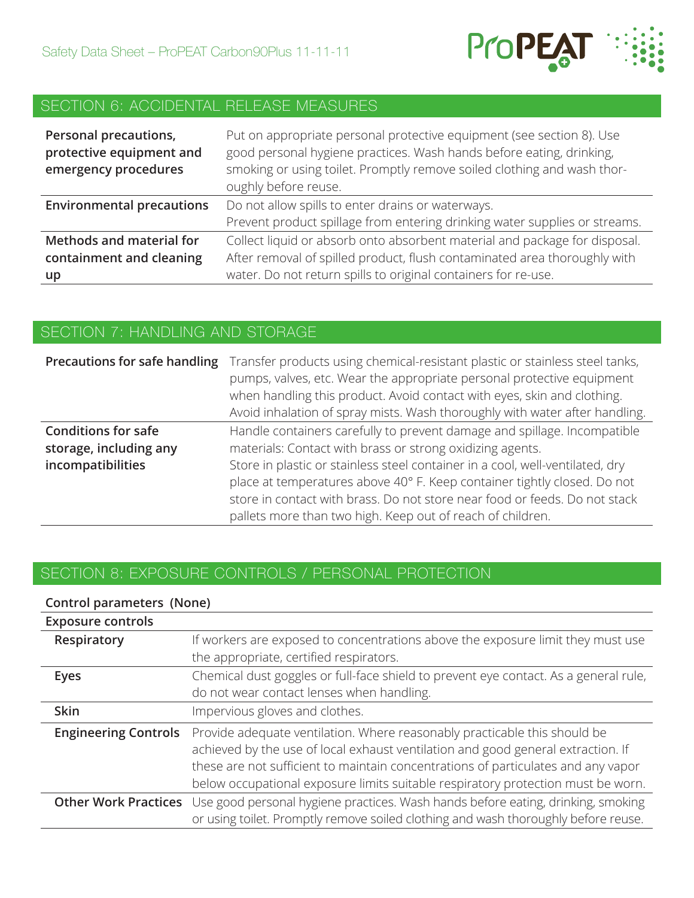## SECTION 6: ACCIDENTAL RELEASE MEASURES

| | |
|---|---|
| **Personal precautions, protective equipment and emergency procedures** | Put on appropriate personal protective equipment (see section 8). Use good personal hygiene practices. Wash hands before eating, drinking, smoking or using toilet. Promptly remove soiled clothing and wash thoroughly before reuse. |
| **Environmental precautions** | Do not allow spills to enter drains or waterways. Prevent product spillage from entering drinking water supplies or streams. |
| **Methods and material for containment and cleaning up** | Collect liquid or absorb onto absorbent material and package for disposal. After removal of spilled product, flush contaminated area thoroughly with water. Do not return spills to original containers for re-use. |

## SECTION 7: HANDLING AND STORAGE

| | |
|---|---|
| **Precautions for safe handling** | Transfer products using chemical-resistant plastic or stainless steel tanks, pumps, valves, etc. Wear the appropriate personal protective equipment when handling this product. Avoid contact with eyes, skin and clothing. Avoid inhalation of spray mists. Wash thoroughly with water after handling. |
| **Conditions for safe storage, including any incompatibilities** | Handle containers carefully to prevent damage and spillage. Incompatible materials: Contact with brass or strong oxidizing agents. Store in plastic or stainless steel container in a cool, well-ventilated, dry place at temperatures above 40° F. Keep container tightly closed. Do not store in contact with brass. Do not store near food or feeds. Do not stack pallets more than two high. Keep out of reach of children. |

## SECTION 8: EXPOSURE CONTROLS / PERSONAL PROTECTION

**Control parameters (None)**

**Exposure controls**

| | |
|---|---|
| **Respiratory** | If workers are exposed to concentrations above the exposure limit they must use the appropriate, certified respirators. |
| **Eyes** | Chemical dust goggles or full-face shield to prevent eye contact. As a general rule, do not wear contact lenses when handling. |
| **Skin** | Impervious gloves and clothes. |
| **Engineering Controls** | Provide adequate ventilation. Where reasonably practicable this should be achieved by the use of local exhaust ventilation and good general extraction. If these are not sufficient to maintain concentrations of particulates and any vapor below occupational exposure limits suitable respiratory protection must be worn. |
| **Other Work Practices** | Use good personal hygiene practices. Wash hands before eating, drinking, smoking or using toilet. Promptly remove soiled clothing and wash thoroughly before reuse. |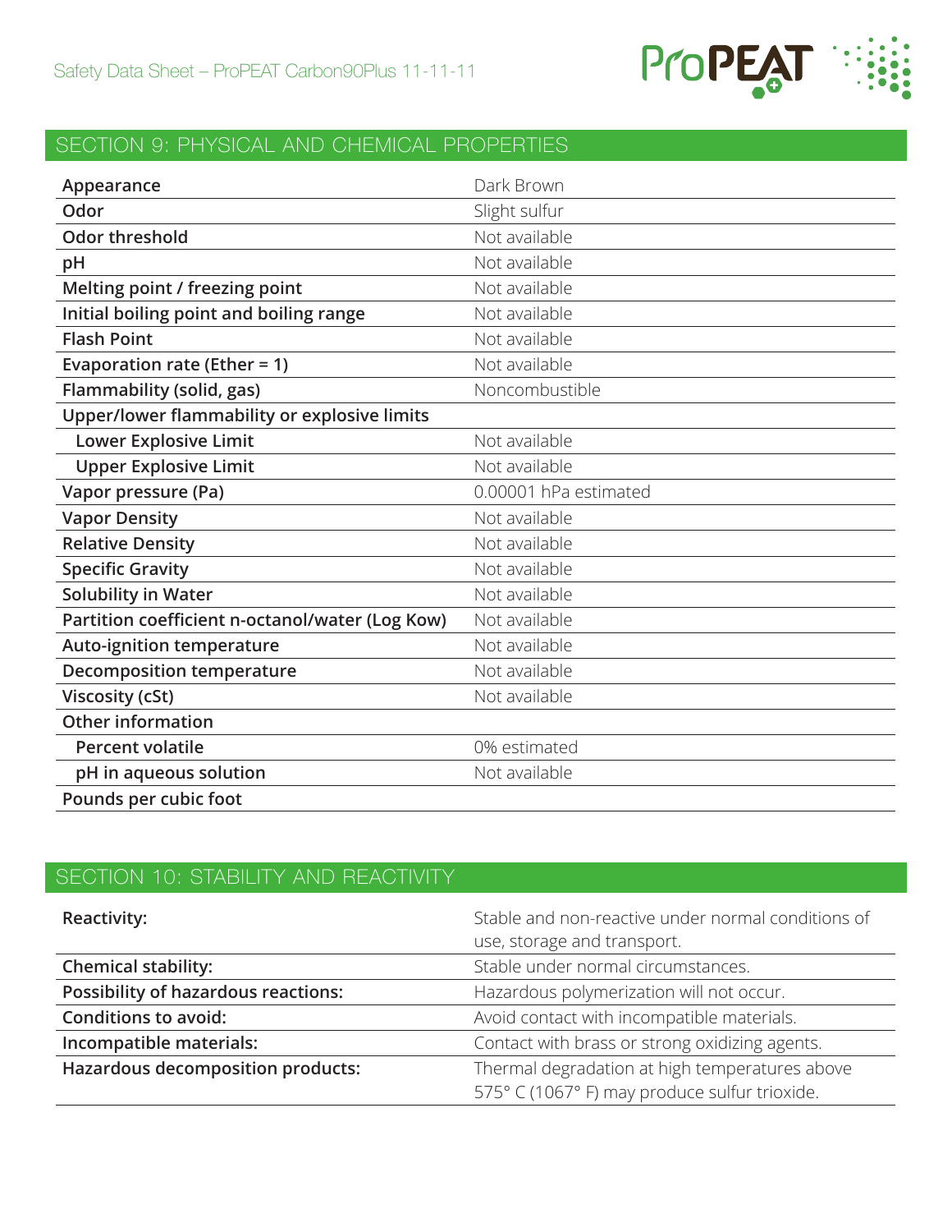## SECTION 9: PHYSICAL AND CHEMICAL PROPERTIES

| Property | Value |
|---|---|
| **Appearance** | Dark Brown |
| **Odor** | Slight sulfur |
| **Odor threshold** | Not available |
| **pH** | Not available |
| **Melting point / freezing point** | Not available |
| **Initial boiling point and boiling range** | Not available |
| **Flash Point** | Not available |
| **Evaporation rate (Ether = 1)** | Not available |
| **Flammability (solid, gas)** | Noncombustible |
| **Upper/lower flammability or explosive limits** | |
| **Lower Explosive Limit** | Not available |
| **Upper Explosive Limit** | Not available |
| **Vapor pressure (Pa)** | 0.00001 hPa estimated |
| **Vapor Density** | Not available |
| **Relative Density** | Not available |
| **Specific Gravity** | Not available |
| **Solubility in Water** | Not available |
| **Partition coefficient n-octanol/water (Log Kow)** | Not available |
| **Auto-ignition temperature** | Not available |
| **Decomposition temperature** | Not available |
| **Viscosity (cSt)** | Not available |
| **Other information** | |
| **Percent volatile** | 0% estimated |
| **pH in aqueous solution** | Not available |
| **Pounds per cubic foot** | |

## SECTION 10: STABILITY AND REACTIVITY

| Property | Value |
|---|---|
| **Reactivity:** | Stable and non-reactive under normal conditions of use, storage and transport. |
| **Chemical stability:** | Stable under normal circumstances. |
| **Possibility of hazardous reactions:** | Hazardous polymerization will not occur. |
| **Conditions to avoid:** | Avoid contact with incompatible materials. |
| **Incompatible materials:** | Contact with brass or strong oxidizing agents. |
| **Hazardous decomposition products:** | Thermal degradation at high temperatures above 575° C (1067° F) may produce sulfur trioxide. |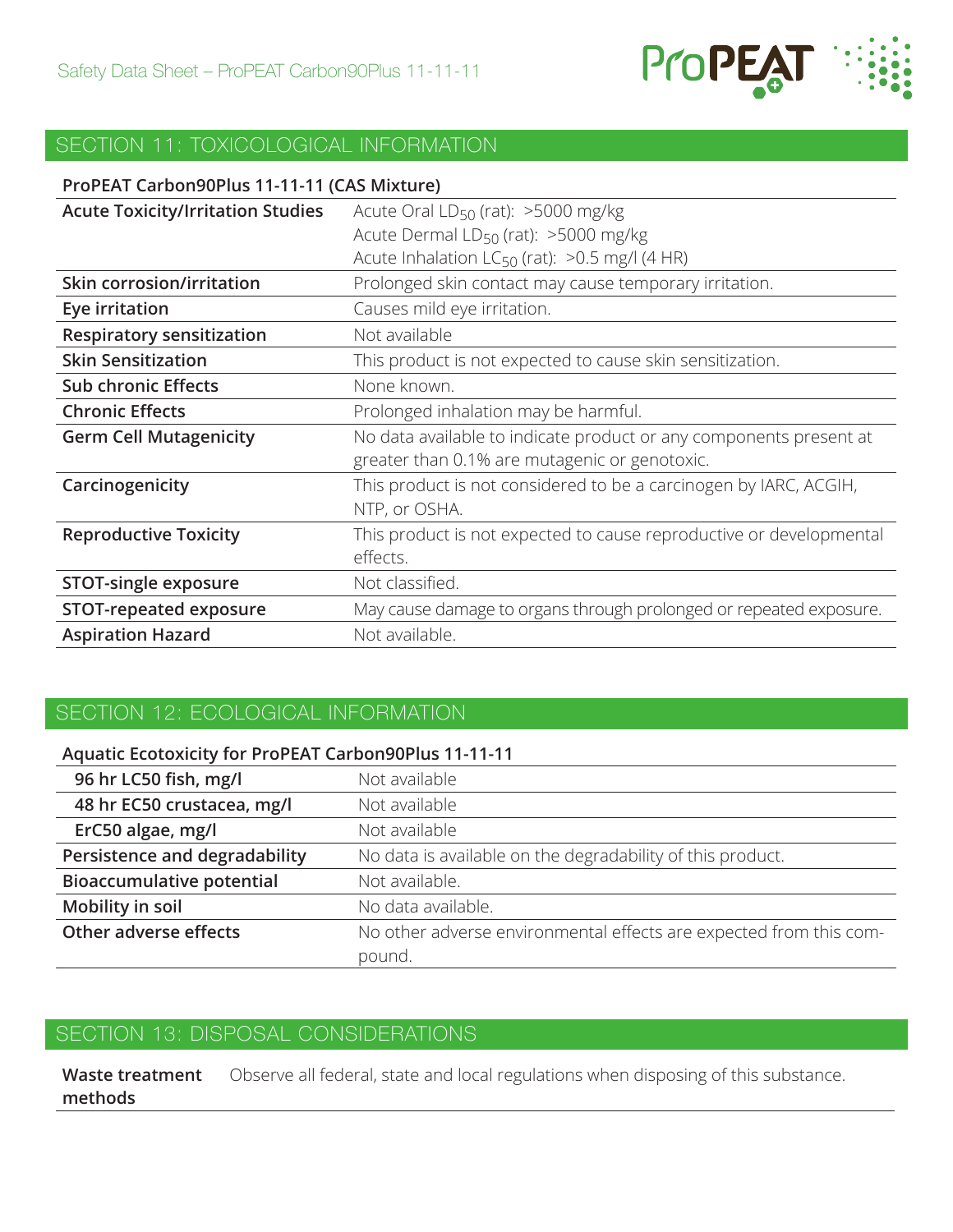## SECTION 11: TOXICOLOGICAL INFORMATION

| ProPEAT Carbon90Plus 11-11-11 (CAS Mixture) | |
|---|---|
| **Acute Toxicity/Irritation Studies** | Acute Oral $LD_{50}$ (rat): >5000 mg/kg<br>Acute Dermal $LD_{50}$ (rat): >5000 mg/kg<br>Acute Inhalation $LC_{50}$ (rat): >0.5 mg/l (4 HR) |
| **Skin corrosion/irritation** | Prolonged skin contact may cause temporary irritation. |
| **Eye irritation** | Causes mild eye irritation. |
| **Respiratory sensitization** | Not available |
| **Skin Sensitization** | This product is not expected to cause skin sensitization. |
| **Sub chronic Effects** | None known. |
| **Chronic Effects** | Prolonged inhalation may be harmful. |
| **Germ Cell Mutagenicity** | No data available to indicate product or any components present at greater than 0.1% are mutagenic or genotoxic. |
| **Carcinogenicity** | This product is not considered to be a carcinogen by IARC, ACGIH, NTP, or OSHA. |
| **Reproductive Toxicity** | This product is not expected to cause reproductive or developmental effects. |
| **STOT-single exposure** | Not classified. |
| **STOT-repeated exposure** | May cause damage to organs through prolonged or repeated exposure. |
| **Aspiration Hazard** | Not available. |

## SECTION 12: ECOLOGICAL INFORMATION

| Aquatic Ecotoxicity for ProPEAT Carbon90Plus 11-11-11 | |
|---|---|
| **96 hr LC50 fish, mg/l** | Not available |
| **48 hr EC50 crustacea, mg/l** | Not available |
| **ErC50 algae, mg/l** | Not available |
| **Persistence and degradability** | No data is available on the degradability of this product. |
| **Bioaccumulative potential** | Not available. |
| **Mobility in soil** | No data available. |
| **Other adverse effects** | No other adverse environmental effects are expected from this compound. |

## SECTION 13: DISPOSAL CONSIDERATIONS

| | |
|---|---|
| **Waste treatment methods** | Observe all federal, state and local regulations when disposing of this substance. |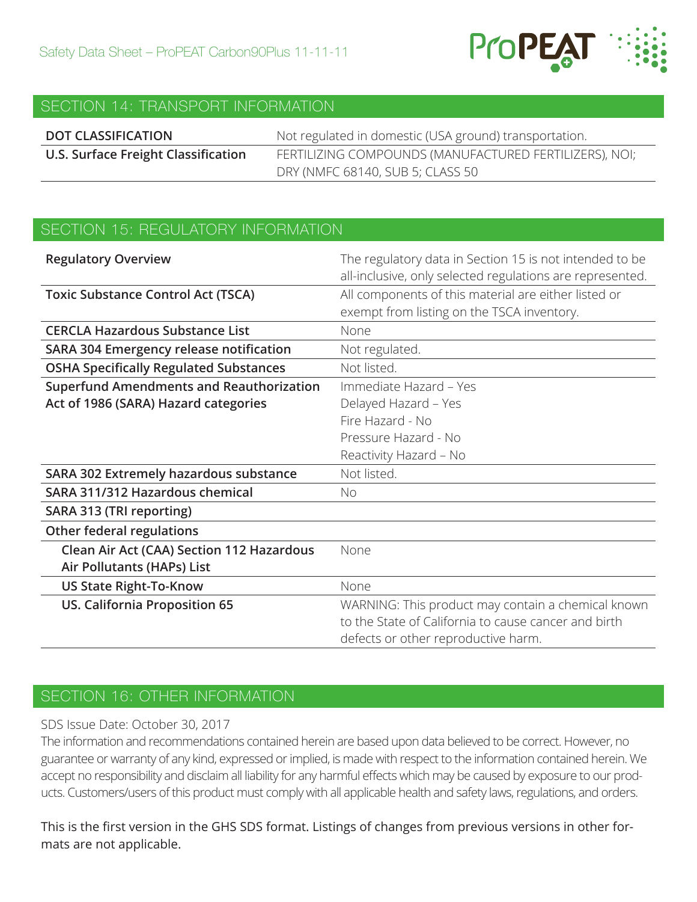## SECTION 14: TRANSPORT INFORMATION

| | |
|---|---|
| **DOT CLASSIFICATION** | Not regulated in domestic (USA ground) transportation. |
| **U.S. Surface Freight Classification** | FERTILIZING COMPOUNDS (MANUFACTURED FERTILIZERS), NOI; DRY (NMFC 68140, SUB 5; CLASS 50 |

## SECTION 15: REGULATORY INFORMATION

| | |
|---|---|
| **Regulatory Overview** | The regulatory data in Section 15 is not intended to be all-inclusive, only selected regulations are represented. |
| **Toxic Substance Control Act (TSCA)** | All components of this material are either listed or exempt from listing on the TSCA inventory. |
| **CERCLA Hazardous Substance List** | None |
| **SARA 304 Emergency release notification** | Not regulated. |
| **OSHA Specifically Regulated Substances** | Not listed. |
| **Superfund Amendments and Reauthorization Act of 1986 (SARA) Hazard categories** | Immediate Hazard – Yes<br>Delayed Hazard – Yes<br>Fire Hazard - No<br>Pressure Hazard - No<br>Reactivity Hazard – No |
| **SARA 302 Extremely hazardous substance** | Not listed. |
| **SARA 311/312 Hazardous chemical** | No |
| **SARA 313 (TRI reporting)** | |
| **Other federal regulations** | |
| **Clean Air Act (CAA) Section 112 Hazardous Air Pollutants (HAPs) List** | None |
| **US State Right-To-Know** | None |
| **US. California Proposition 65** | WARNING: This product may contain a chemical known to the State of California to cause cancer and birth defects or other reproductive harm. |

## SECTION 16: OTHER INFORMATION

SDS Issue Date: October 30, 2017

The information and recommendations contained herein are based upon data believed to be correct. However, no guarantee or warranty of any kind, expressed or implied, is made with respect to the information contained herein. We accept no responsibility and disclaim all liability for any harmful effects which may be caused by exposure to our products. Customers/users of this product must comply with all applicable health and safety laws, regulations, and orders.

This is the first version in the GHS SDS format. Listings of changes from previous versions in other formats are not applicable.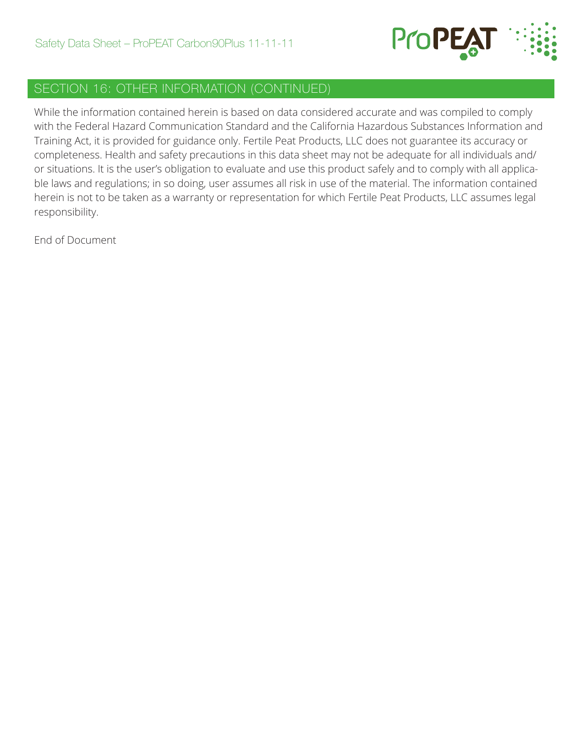## SECTION 16: OTHER INFORMATION (CONTINUED)

While the information contained herein is based on data considered accurate and was compiled to comply with the Federal Hazard Communication Standard and the California Hazardous Substances Information and Training Act, it is provided for guidance only. Fertile Peat Products, LLC does not guarantee its accuracy or completeness. Health and safety precautions in this data sheet may not be adequate for all individuals and/or situations. It is the user's obligation to evaluate and use this product safely and to comply with all applicable laws and regulations; in so doing, user assumes all risk in use of the material. The information contained herein is not to be taken as a warranty or representation for which Fertile Peat Products, LLC assumes legal responsibility.

End of Document